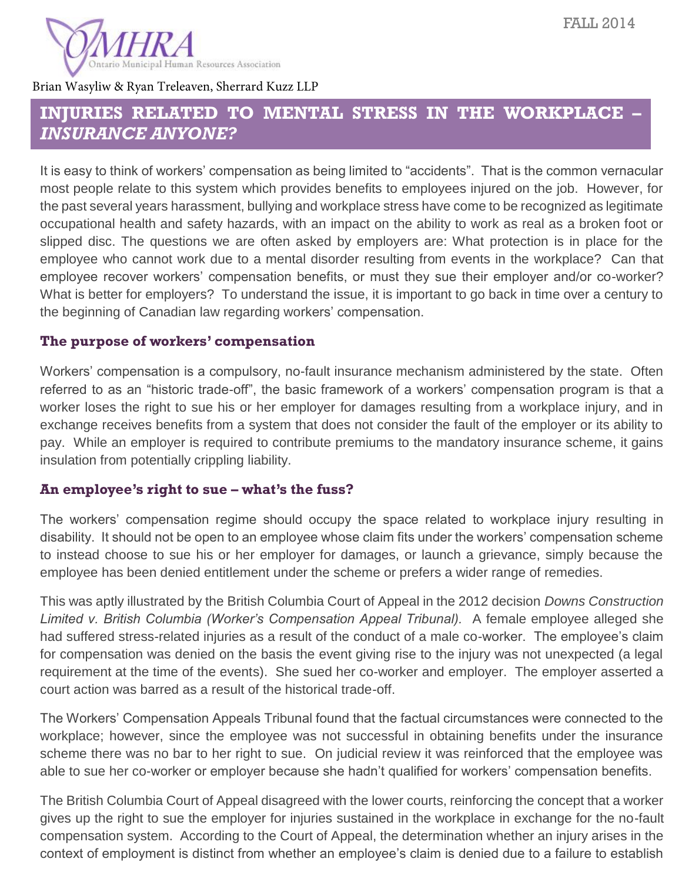FALL 2014

OMHRA Ontario Municipal Human Resources Association

Brian Wasyliw & Ryan Treleaven, Sherrard Kuzz LLP

# INJURIES RELATED TO MENTAL STRESS IN THE WORKPLACE – *INSURANCE ANYONE?*

It is easy to think of workers' compensation as being limited to "accidents". That is the common vernacular most people relate to this system which provides benefits to employees injured on the job. However, for the past several years harassment, bullying and workplace stress have come to be recognized as legitimate occupational health and safety hazards, with an impact on the ability to work as real as a broken foot or slipped disc. The questions we are often asked by employers are: What protection is in place for the employee who cannot work due to a mental disorder resulting from events in the workplace? Can that employee recover workers' compensation benefits, or must they sue their employer and/or co-worker? What is better for employers? To understand the issue, it is important to go back in time over a century to the beginning of Canadian law regarding workers' compensation.

## The purpose of workers' compensation

Workers' compensation is a compulsory, no-fault insurance mechanism administered by the state. Often referred to as an "historic trade-off", the basic framework of a workers' compensation program is that a worker loses the right to sue his or her employer for damages resulting from a workplace injury, and in exchange receives benefits from a system that does not consider the fault of the employer or its ability to pay. While an employer is required to contribute premiums to the mandatory insurance scheme, it gains insulation from potentially crippling liability.

## An employee's right to sue – what's the fuss?

The workers' compensation regime should occupy the space related to workplace injury resulting in disability. It should not be open to an employee whose claim fits under the workers' compensation scheme to instead choose to sue his or her employer for damages, or launch a grievance, simply because the employee has been denied entitlement under the scheme or prefers a wider range of remedies.

This was aptly illustrated by the British Columbia Court of Appeal in the 2012 decision *Downs Construction Limited v. British Columbia (Worker's Compensation Appeal Tribunal).* A female employee alleged she had suffered stress-related injuries as a result of the conduct of a male co-worker. The employee's claim for compensation was denied on the basis the event giving rise to the injury was not unexpected (a legal requirement at the time of the events). She sued her co-worker and employer. The employer asserted a court action was barred as a result of the historical trade-off.

The Workers' Compensation Appeals Tribunal found that the factual circumstances were connected to the workplace; however, since the employee was not successful in obtaining benefits under the insurance scheme there was no bar to her right to sue. On judicial review it was reinforced that the employee was able to sue her co-worker or employer because she hadn't qualified for workers' compensation benefits.

The British Columbia Court of Appeal disagreed with the lower courts, reinforcing the concept that a worker gives up the right to sue the employer for injuries sustained in the workplace in exchange for the no-fault compensation system. According to the Court of Appeal, the determination whether an injury arises in the context of employment is distinct from whether an employee's claim is denied due to a failure to establish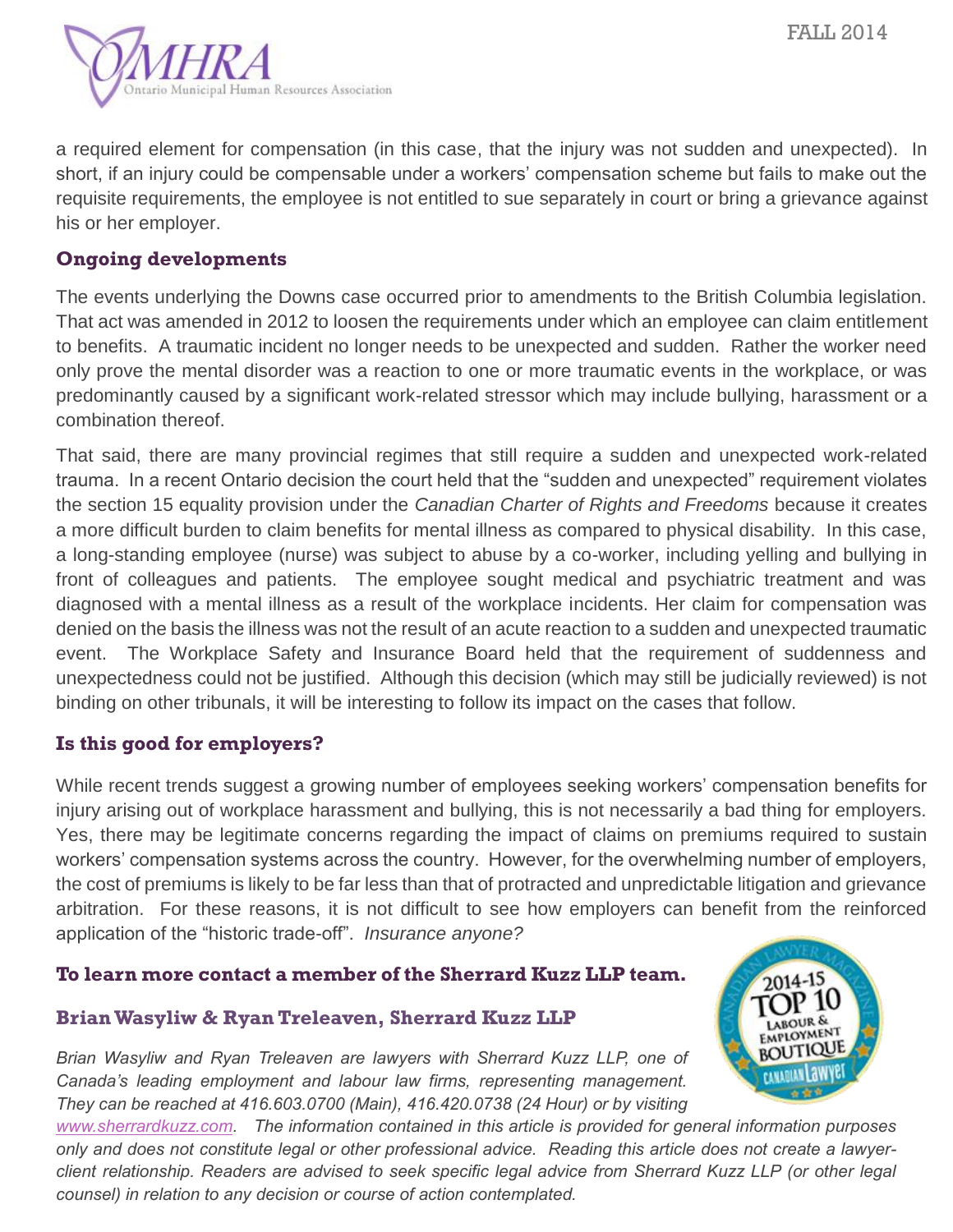a required element for compensation (in this case, that the injury was not sudden and unexpected). In short, if an injury could be compensable under a workers' compensation scheme but fails to make out the requisite requirements, the employee is not entitled to sue separately in court or bring a grievance against his or her employer.

## Ongoing developments

The events underlying the Downs case occurred prior to amendments to the British Columbia legislation. That act was amended in 2012 to loosen the requirements under which an employee can claim entitlement to benefits. A traumatic incident no longer needs to be unexpected and sudden. Rather the worker need only prove the mental disorder was a reaction to one or more traumatic events in the workplace, or was predominantly caused by a significant work-related stressor which may include bullying, harassment or a combination thereof.

That said, there are many provincial regimes that still require a sudden and unexpected work-related trauma. In a recent Ontario decision the court held that the "sudden and unexpected" requirement violates the section 15 equality provision under the *Canadian Charter of Rights and Freedoms* because it creates a more difficult burden to claim benefits for mental illness as compared to physical disability. In this case, a long-standing employee (nurse) was subject to abuse by a co-worker, including yelling and bullying in front of colleagues and patients. The employee sought medical and psychiatric treatment and was diagnosed with a mental illness as a result of the workplace incidents. Her claim for compensation was denied on the basis the illness was not the result of an acute reaction to a sudden and unexpected traumatic event. The Workplace Safety and Insurance Board held that the requirement of suddenness and unexpectedness could not be justified. Although this decision (which may still be judicially reviewed) is not binding on other tribunals, it will be interesting to follow its impact on the cases that follow.

## Is this good for employers?

While recent trends suggest a growing number of employees seeking workers' compensation benefits for injury arising out of workplace harassment and bullying, this is not necessarily a bad thing for employers. Yes, there may be legitimate concerns regarding the impact of claims on premiums required to sustain workers' compensation systems across the country. However, for the overwhelming number of employers, the cost of premiums is likely to be far less than that of protracted and unpredictable litigation and grievance arbitration. For these reasons, it is not difficult to see how employers can benefit from the reinforced application of the "historic trade-off". *Insurance anyone?*

**To learn more contact a member of the Sherrard Kuzz LLP team.**

**Brian Wasyliw & Ryan Treleaven, Sherrard Kuzz LLP**

*Brian Wasyliw and Ryan Treleaven are lawyers with Sherrard Kuzz LLP, one of Canada's leading employment and labour law firms, representing management. They can be reached at 416.603.0700 (Main), 416.420.0738 (24 Hour) or by visiting www.sherrardkuzz.com. The information contained in this article is provided for general information purposes only and does not constitute legal or other professional advice. Reading this article does not create a lawyer-client relationship. Readers are advised to seek specific legal advice from Sherrard Kuzz LLP (or other legal counsel) in relation to any decision or course of action contemplated.*